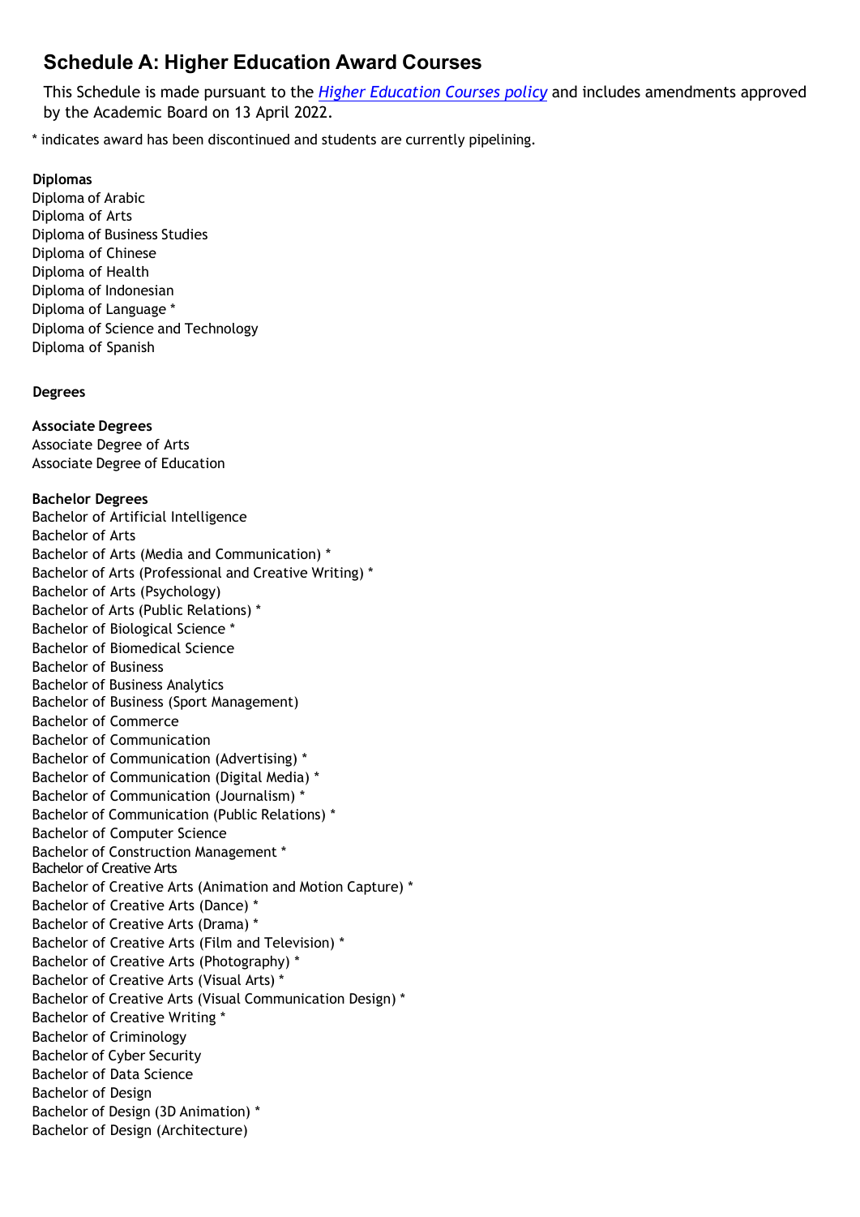# Schedule A: Higher Education Award Courses

This Schedule is made pursuant to the *Higher Education Courses policy* and includes amendments approved by the Academic Board on 13 April 2022.

* indicates award has been discontinued and students are currently pipelining.

**Diplomas**

Diploma of Arabic
Diploma of Arts
Diploma of Business Studies
Diploma of Chinese
Diploma of Health
Diploma of Indonesian
Diploma of Language *
Diploma of Science and Technology
Diploma of Spanish

**Degrees**

**Associate Degrees**

Associate Degree of Arts
Associate Degree of Education

**Bachelor Degrees**

Bachelor of Artificial Intelligence
Bachelor of Arts
Bachelor of Arts (Media and Communication) *
Bachelor of Arts (Professional and Creative Writing) *
Bachelor of Arts (Psychology)
Bachelor of Arts (Public Relations) *
Bachelor of Biological Science *
Bachelor of Biomedical Science
Bachelor of Business
Bachelor of Business Analytics
Bachelor of Business (Sport Management)
Bachelor of Commerce
Bachelor of Communication
Bachelor of Communication (Advertising) *
Bachelor of Communication (Digital Media) *
Bachelor of Communication (Journalism) *
Bachelor of Communication (Public Relations) *
Bachelor of Computer Science
Bachelor of Construction Management *
Bachelor of Creative Arts
Bachelor of Creative Arts (Animation and Motion Capture) *
Bachelor of Creative Arts (Dance) *
Bachelor of Creative Arts (Drama) *
Bachelor of Creative Arts (Film and Television) *
Bachelor of Creative Arts (Photography) *
Bachelor of Creative Arts (Visual Arts) *
Bachelor of Creative Arts (Visual Communication Design) *
Bachelor of Creative Writing *
Bachelor of Criminology
Bachelor of Cyber Security
Bachelor of Data Science
Bachelor of Design
Bachelor of Design (3D Animation) *
Bachelor of Design (Architecture)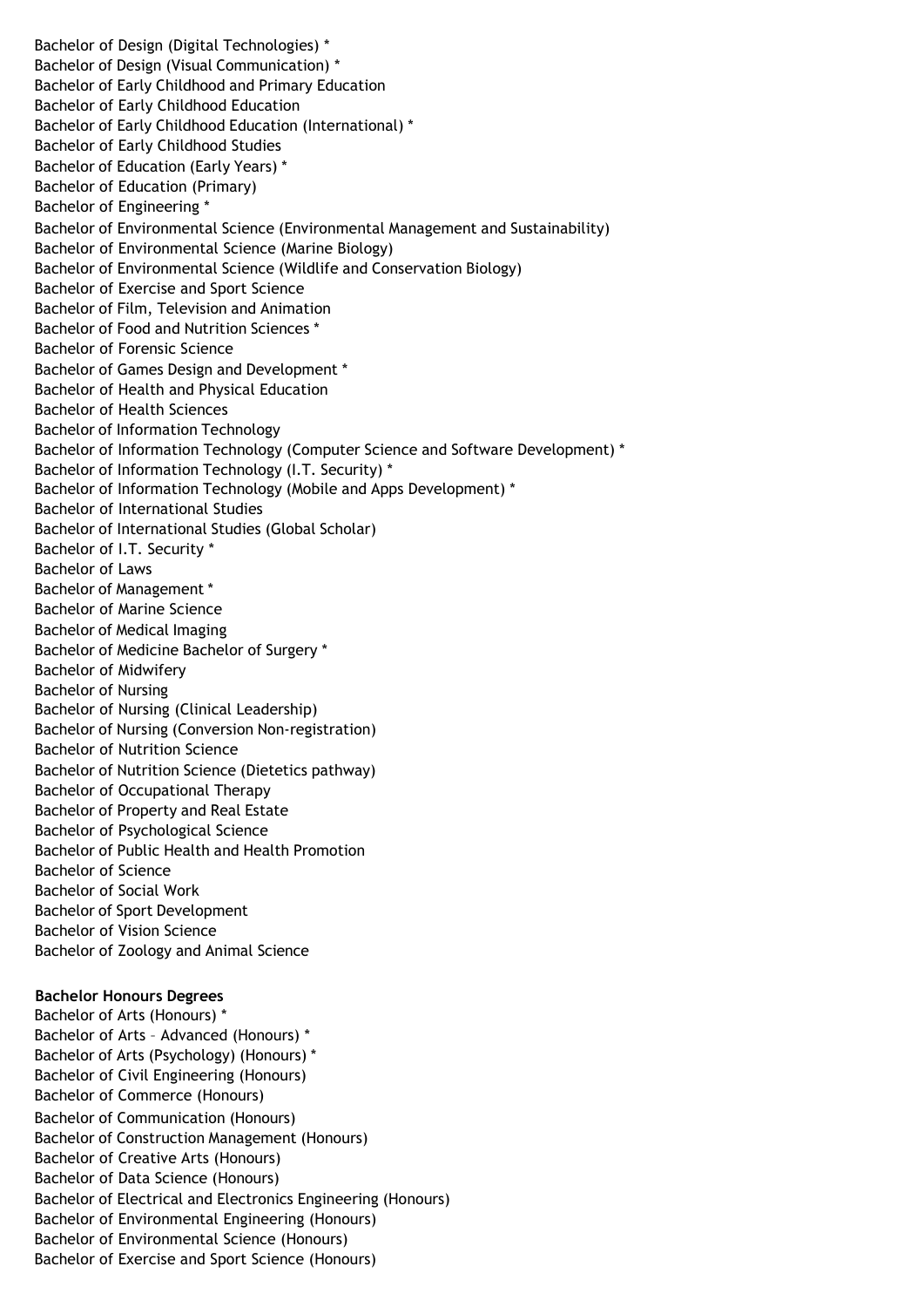Bachelor of Design (Digital Technologies) *
Bachelor of Design (Visual Communication) *
Bachelor of Early Childhood and Primary Education
Bachelor of Early Childhood Education
Bachelor of Early Childhood Education (International) *
Bachelor of Early Childhood Studies
Bachelor of Education (Early Years) *
Bachelor of Education (Primary)
Bachelor of Engineering *
Bachelor of Environmental Science (Environmental Management and Sustainability)
Bachelor of Environmental Science (Marine Biology)
Bachelor of Environmental Science (Wildlife and Conservation Biology)
Bachelor of Exercise and Sport Science
Bachelor of Film, Television and Animation
Bachelor of Food and Nutrition Sciences *
Bachelor of Forensic Science
Bachelor of Games Design and Development *
Bachelor of Health and Physical Education
Bachelor of Health Sciences
Bachelor of Information Technology
Bachelor of Information Technology (Computer Science and Software Development) *
Bachelor of Information Technology (I.T. Security) *
Bachelor of Information Technology (Mobile and Apps Development) *
Bachelor of International Studies
Bachelor of International Studies (Global Scholar)
Bachelor of I.T. Security *
Bachelor of Laws
Bachelor of Management *
Bachelor of Marine Science
Bachelor of Medical Imaging
Bachelor of Medicine Bachelor of Surgery *
Bachelor of Midwifery
Bachelor of Nursing
Bachelor of Nursing (Clinical Leadership)
Bachelor of Nursing (Conversion Non-registration)
Bachelor of Nutrition Science
Bachelor of Nutrition Science (Dietetics pathway)
Bachelor of Occupational Therapy
Bachelor of Property and Real Estate
Bachelor of Psychological Science
Bachelor of Public Health and Health Promotion
Bachelor of Science
Bachelor of Social Work
Bachelor of Sport Development
Bachelor of Vision Science
Bachelor of Zoology and Animal Science

**Bachelor Honours Degrees**

Bachelor of Arts (Honours) *
Bachelor of Arts – Advanced (Honours) *
Bachelor of Arts (Psychology) (Honours) *
Bachelor of Civil Engineering (Honours)
Bachelor of Commerce (Honours)
Bachelor of Communication (Honours)
Bachelor of Construction Management (Honours)
Bachelor of Creative Arts (Honours)
Bachelor of Data Science (Honours)
Bachelor of Electrical and Electronics Engineering (Honours)
Bachelor of Environmental Engineering (Honours)
Bachelor of Environmental Science (Honours)
Bachelor of Exercise and Sport Science (Honours)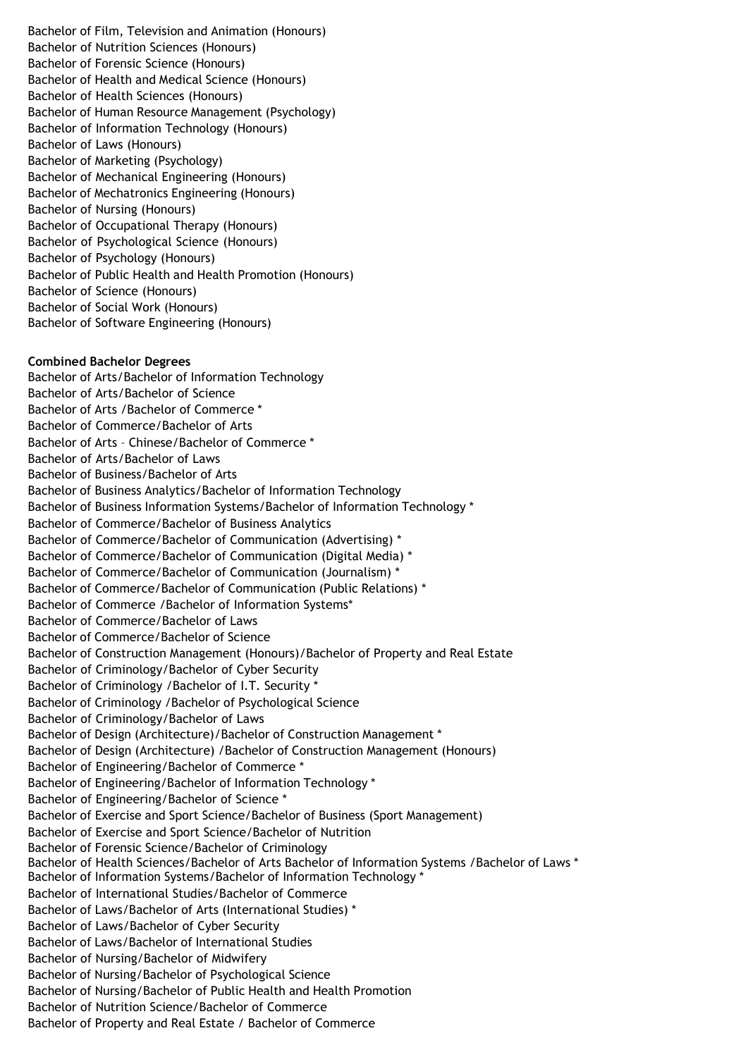Bachelor of Film, Television and Animation (Honours)
Bachelor of Nutrition Sciences (Honours)
Bachelor of Forensic Science (Honours)
Bachelor of Health and Medical Science (Honours)
Bachelor of Health Sciences (Honours)
Bachelor of Human Resource Management (Psychology)
Bachelor of Information Technology (Honours)
Bachelor of Laws (Honours)
Bachelor of Marketing (Psychology)
Bachelor of Mechanical Engineering (Honours)
Bachelor of Mechatronics Engineering (Honours)
Bachelor of Nursing (Honours)
Bachelor of Occupational Therapy (Honours)
Bachelor of Psychological Science (Honours)
Bachelor of Psychology (Honours)
Bachelor of Public Health and Health Promotion (Honours)
Bachelor of Science (Honours)
Bachelor of Social Work (Honours)
Bachelor of Software Engineering (Honours)

**Combined Bachelor Degrees**

Bachelor of Arts/Bachelor of Information Technology
Bachelor of Arts/Bachelor of Science
Bachelor of Arts /Bachelor of Commerce *
Bachelor of Commerce/Bachelor of Arts
Bachelor of Arts – Chinese/Bachelor of Commerce *
Bachelor of Arts/Bachelor of Laws
Bachelor of Business/Bachelor of Arts
Bachelor of Business Analytics/Bachelor of Information Technology
Bachelor of Business Information Systems/Bachelor of Information Technology *
Bachelor of Commerce/Bachelor of Business Analytics
Bachelor of Commerce/Bachelor of Communication (Advertising) *
Bachelor of Commerce/Bachelor of Communication (Digital Media) *
Bachelor of Commerce/Bachelor of Communication (Journalism) *
Bachelor of Commerce/Bachelor of Communication (Public Relations) *
Bachelor of Commerce /Bachelor of Information Systems*
Bachelor of Commerce/Bachelor of Laws
Bachelor of Commerce/Bachelor of Science
Bachelor of Construction Management (Honours)/Bachelor of Property and Real Estate
Bachelor of Criminology/Bachelor of Cyber Security
Bachelor of Criminology /Bachelor of I.T. Security *
Bachelor of Criminology /Bachelor of Psychological Science
Bachelor of Criminology/Bachelor of Laws
Bachelor of Design (Architecture)/Bachelor of Construction Management *
Bachelor of Design (Architecture) /Bachelor of Construction Management (Honours)
Bachelor of Engineering/Bachelor of Commerce *
Bachelor of Engineering/Bachelor of Information Technology *
Bachelor of Engineering/Bachelor of Science *
Bachelor of Exercise and Sport Science/Bachelor of Business (Sport Management)
Bachelor of Exercise and Sport Science/Bachelor of Nutrition
Bachelor of Forensic Science/Bachelor of Criminology
Bachelor of Health Sciences/Bachelor of Arts Bachelor of Information Systems /Bachelor of Laws *
Bachelor of Information Systems/Bachelor of Information Technology *
Bachelor of International Studies/Bachelor of Commerce
Bachelor of Laws/Bachelor of Arts (International Studies) *
Bachelor of Laws/Bachelor of Cyber Security
Bachelor of Laws/Bachelor of International Studies
Bachelor of Nursing/Bachelor of Midwifery
Bachelor of Nursing/Bachelor of Psychological Science
Bachelor of Nursing/Bachelor of Public Health and Health Promotion
Bachelor of Nutrition Science/Bachelor of Commerce
Bachelor of Property and Real Estate / Bachelor of Commerce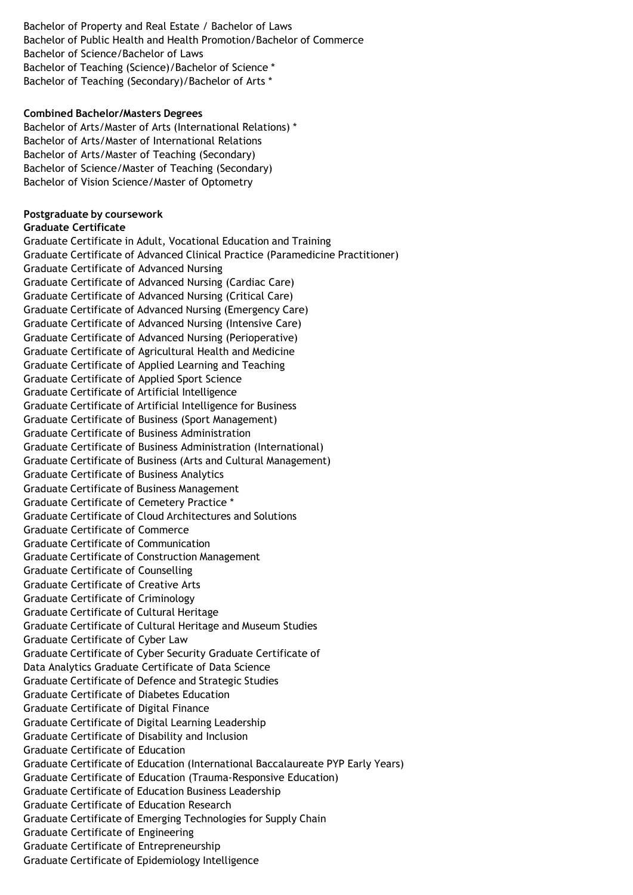Bachelor of Property and Real Estate / Bachelor of Laws
Bachelor of Public Health and Health Promotion/Bachelor of Commerce
Bachelor of Science/Bachelor of Laws
Bachelor of Teaching (Science)/Bachelor of Science *
Bachelor of Teaching (Secondary)/Bachelor of Arts *

**Combined Bachelor/Masters Degrees**
Bachelor of Arts/Master of Arts (International Relations) *
Bachelor of Arts/Master of International Relations
Bachelor of Arts/Master of Teaching (Secondary)
Bachelor of Science/Master of Teaching (Secondary)
Bachelor of Vision Science/Master of Optometry

**Postgraduate by coursework**
**Graduate Certificate**
Graduate Certificate in Adult, Vocational Education and Training
Graduate Certificate of Advanced Clinical Practice (Paramedicine Practitioner)
Graduate Certificate of Advanced Nursing
Graduate Certificate of Advanced Nursing (Cardiac Care)
Graduate Certificate of Advanced Nursing (Critical Care)
Graduate Certificate of Advanced Nursing (Emergency Care)
Graduate Certificate of Advanced Nursing (Intensive Care)
Graduate Certificate of Advanced Nursing (Perioperative)
Graduate Certificate of Agricultural Health and Medicine
Graduate Certificate of Applied Learning and Teaching
Graduate Certificate of Applied Sport Science
Graduate Certificate of Artificial Intelligence
Graduate Certificate of Artificial Intelligence for Business
Graduate Certificate of Business (Sport Management)
Graduate Certificate of Business Administration
Graduate Certificate of Business Administration (International)
Graduate Certificate of Business (Arts and Cultural Management)
Graduate Certificate of Business Analytics
Graduate Certificate of Business Management
Graduate Certificate of Cemetery Practice *
Graduate Certificate of Cloud Architectures and Solutions
Graduate Certificate of Commerce
Graduate Certificate of Communication
Graduate Certificate of Construction Management
Graduate Certificate of Counselling
Graduate Certificate of Creative Arts
Graduate Certificate of Criminology
Graduate Certificate of Cultural Heritage
Graduate Certificate of Cultural Heritage and Museum Studies
Graduate Certificate of Cyber Law
Graduate Certificate of Cyber Security Graduate Certificate of
Data Analytics Graduate Certificate of Data Science
Graduate Certificate of Defence and Strategic Studies
Graduate Certificate of Diabetes Education
Graduate Certificate of Digital Finance
Graduate Certificate of Digital Learning Leadership
Graduate Certificate of Disability and Inclusion
Graduate Certificate of Education
Graduate Certificate of Education (International Baccalaureate PYP Early Years)
Graduate Certificate of Education (Trauma-Responsive Education)
Graduate Certificate of Education Business Leadership
Graduate Certificate of Education Research
Graduate Certificate of Emerging Technologies for Supply Chain
Graduate Certificate of Engineering
Graduate Certificate of Entrepreneurship
Graduate Certificate of Epidemiology Intelligence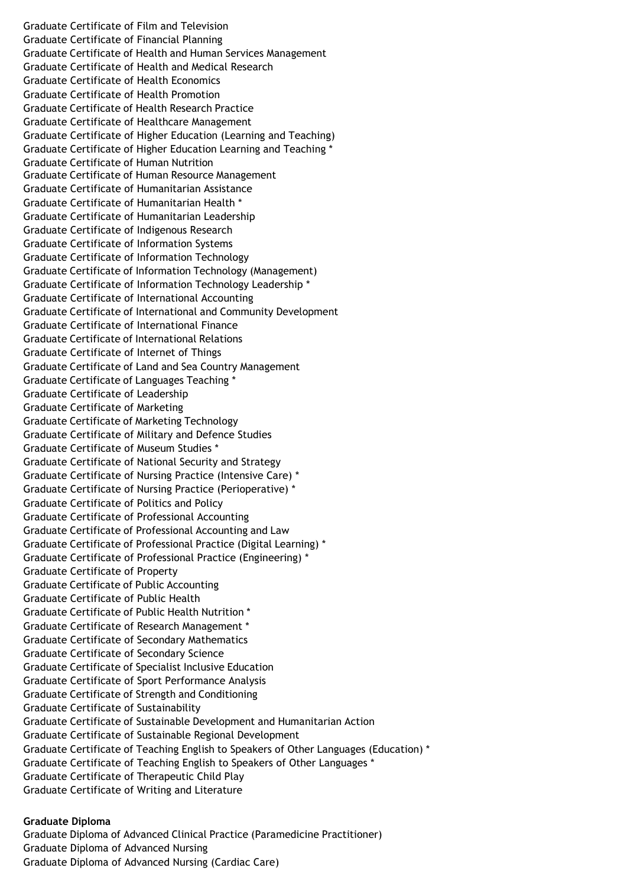Graduate Certificate of Film and Television
Graduate Certificate of Financial Planning
Graduate Certificate of Health and Human Services Management
Graduate Certificate of Health and Medical Research
Graduate Certificate of Health Economics
Graduate Certificate of Health Promotion
Graduate Certificate of Health Research Practice
Graduate Certificate of Healthcare Management
Graduate Certificate of Higher Education (Learning and Teaching)
Graduate Certificate of Higher Education Learning and Teaching *
Graduate Certificate of Human Nutrition
Graduate Certificate of Human Resource Management
Graduate Certificate of Humanitarian Assistance
Graduate Certificate of Humanitarian Health *
Graduate Certificate of Humanitarian Leadership
Graduate Certificate of Indigenous Research
Graduate Certificate of Information Systems
Graduate Certificate of Information Technology
Graduate Certificate of Information Technology (Management)
Graduate Certificate of Information Technology Leadership *
Graduate Certificate of International Accounting
Graduate Certificate of International and Community Development
Graduate Certificate of International Finance
Graduate Certificate of International Relations
Graduate Certificate of Internet of Things
Graduate Certificate of Land and Sea Country Management
Graduate Certificate of Languages Teaching *
Graduate Certificate of Leadership
Graduate Certificate of Marketing
Graduate Certificate of Marketing Technology
Graduate Certificate of Military and Defence Studies
Graduate Certificate of Museum Studies *
Graduate Certificate of National Security and Strategy
Graduate Certificate of Nursing Practice (Intensive Care) *
Graduate Certificate of Nursing Practice (Perioperative) *
Graduate Certificate of Politics and Policy
Graduate Certificate of Professional Accounting
Graduate Certificate of Professional Accounting and Law
Graduate Certificate of Professional Practice (Digital Learning) *
Graduate Certificate of Professional Practice (Engineering) *
Graduate Certificate of Property
Graduate Certificate of Public Accounting
Graduate Certificate of Public Health
Graduate Certificate of Public Health Nutrition *
Graduate Certificate of Research Management *
Graduate Certificate of Secondary Mathematics
Graduate Certificate of Secondary Science
Graduate Certificate of Specialist Inclusive Education
Graduate Certificate of Sport Performance Analysis
Graduate Certificate of Strength and Conditioning
Graduate Certificate of Sustainability
Graduate Certificate of Sustainable Development and Humanitarian Action
Graduate Certificate of Sustainable Regional Development
Graduate Certificate of Teaching English to Speakers of Other Languages (Education) *
Graduate Certificate of Teaching English to Speakers of Other Languages *
Graduate Certificate of Therapeutic Child Play
Graduate Certificate of Writing and Literature

**Graduate Diploma**

Graduate Diploma of Advanced Clinical Practice (Paramedicine Practitioner)
Graduate Diploma of Advanced Nursing
Graduate Diploma of Advanced Nursing (Cardiac Care)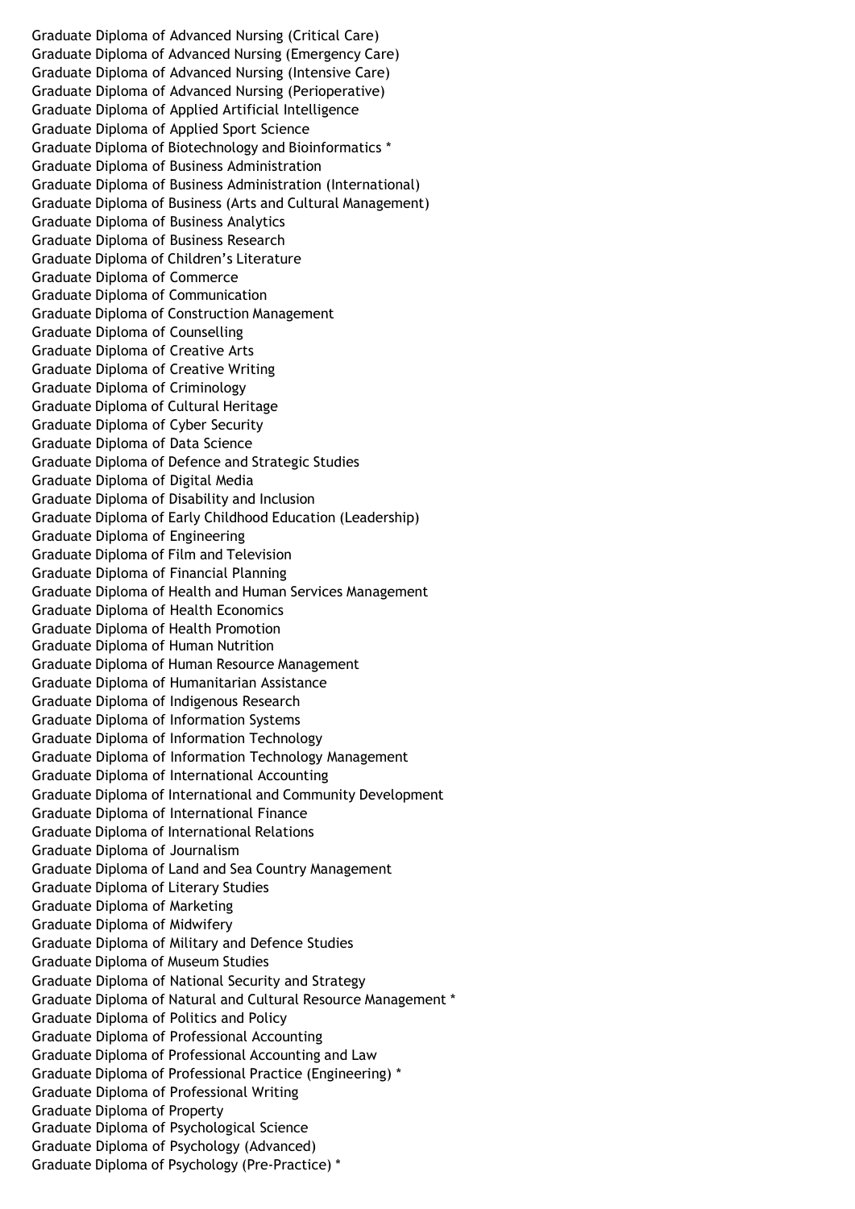Graduate Diploma of Advanced Nursing (Critical Care)
Graduate Diploma of Advanced Nursing (Emergency Care)
Graduate Diploma of Advanced Nursing (Intensive Care)
Graduate Diploma of Advanced Nursing (Perioperative)
Graduate Diploma of Applied Artificial Intelligence
Graduate Diploma of Applied Sport Science
Graduate Diploma of Biotechnology and Bioinformatics *
Graduate Diploma of Business Administration
Graduate Diploma of Business Administration (International)
Graduate Diploma of Business (Arts and Cultural Management)
Graduate Diploma of Business Analytics
Graduate Diploma of Business Research
Graduate Diploma of Children's Literature
Graduate Diploma of Commerce
Graduate Diploma of Communication
Graduate Diploma of Construction Management
Graduate Diploma of Counselling
Graduate Diploma of Creative Arts
Graduate Diploma of Creative Writing
Graduate Diploma of Criminology
Graduate Diploma of Cultural Heritage
Graduate Diploma of Cyber Security
Graduate Diploma of Data Science
Graduate Diploma of Defence and Strategic Studies
Graduate Diploma of Digital Media
Graduate Diploma of Disability and Inclusion
Graduate Diploma of Early Childhood Education (Leadership)
Graduate Diploma of Engineering
Graduate Diploma of Film and Television
Graduate Diploma of Financial Planning
Graduate Diploma of Health and Human Services Management
Graduate Diploma of Health Economics
Graduate Diploma of Health Promotion
Graduate Diploma of Human Nutrition
Graduate Diploma of Human Resource Management
Graduate Diploma of Humanitarian Assistance
Graduate Diploma of Indigenous Research
Graduate Diploma of Information Systems
Graduate Diploma of Information Technology
Graduate Diploma of Information Technology Management
Graduate Diploma of International Accounting
Graduate Diploma of International and Community Development
Graduate Diploma of International Finance
Graduate Diploma of International Relations
Graduate Diploma of Journalism
Graduate Diploma of Land and Sea Country Management
Graduate Diploma of Literary Studies
Graduate Diploma of Marketing
Graduate Diploma of Midwifery
Graduate Diploma of Military and Defence Studies
Graduate Diploma of Museum Studies
Graduate Diploma of National Security and Strategy
Graduate Diploma of Natural and Cultural Resource Management *
Graduate Diploma of Politics and Policy
Graduate Diploma of Professional Accounting
Graduate Diploma of Professional Accounting and Law
Graduate Diploma of Professional Practice (Engineering) *
Graduate Diploma of Professional Writing
Graduate Diploma of Property
Graduate Diploma of Psychological Science
Graduate Diploma of Psychology (Advanced)
Graduate Diploma of Psychology (Pre-Practice) *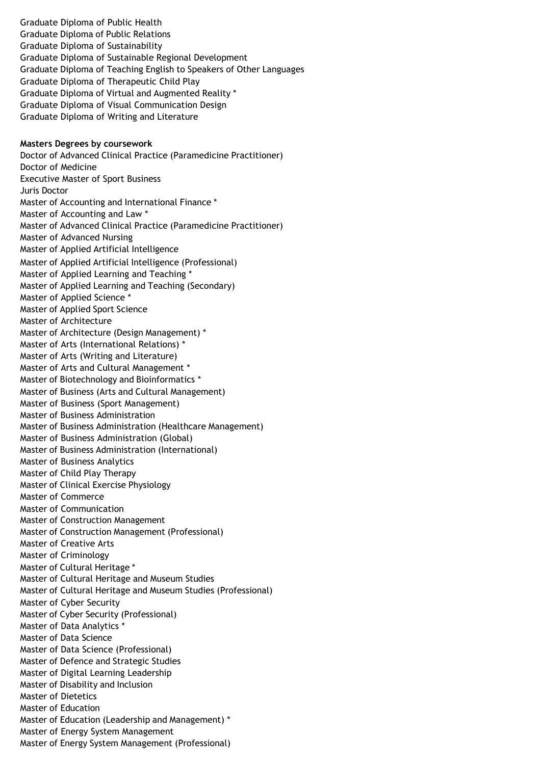Graduate Diploma of Public Health
Graduate Diploma of Public Relations
Graduate Diploma of Sustainability
Graduate Diploma of Sustainable Regional Development
Graduate Diploma of Teaching English to Speakers of Other Languages
Graduate Diploma of Therapeutic Child Play
Graduate Diploma of Virtual and Augmented Reality *
Graduate Diploma of Visual Communication Design
Graduate Diploma of Writing and Literature

**Masters Degrees by coursework**
Doctor of Advanced Clinical Practice (Paramedicine Practitioner)
Doctor of Medicine
Executive Master of Sport Business
Juris Doctor
Master of Accounting and International Finance *
Master of Accounting and Law *
Master of Advanced Clinical Practice (Paramedicine Practitioner)
Master of Advanced Nursing
Master of Applied Artificial Intelligence
Master of Applied Artificial Intelligence (Professional)
Master of Applied Learning and Teaching *
Master of Applied Learning and Teaching (Secondary)
Master of Applied Science *
Master of Applied Sport Science
Master of Architecture
Master of Architecture (Design Management) *
Master of Arts (International Relations) *
Master of Arts (Writing and Literature)
Master of Arts and Cultural Management *
Master of Biotechnology and Bioinformatics *
Master of Business (Arts and Cultural Management)
Master of Business (Sport Management)
Master of Business Administration
Master of Business Administration (Healthcare Management)
Master of Business Administration (Global)
Master of Business Administration (International)
Master of Business Analytics
Master of Child Play Therapy
Master of Clinical Exercise Physiology
Master of Commerce
Master of Communication
Master of Construction Management
Master of Construction Management (Professional)
Master of Creative Arts
Master of Criminology
Master of Cultural Heritage *
Master of Cultural Heritage and Museum Studies
Master of Cultural Heritage and Museum Studies (Professional)
Master of Cyber Security
Master of Cyber Security (Professional)
Master of Data Analytics *
Master of Data Science
Master of Data Science (Professional)
Master of Defence and Strategic Studies
Master of Digital Learning Leadership
Master of Disability and Inclusion
Master of Dietetics
Master of Education
Master of Education (Leadership and Management) *
Master of Energy System Management
Master of Energy System Management (Professional)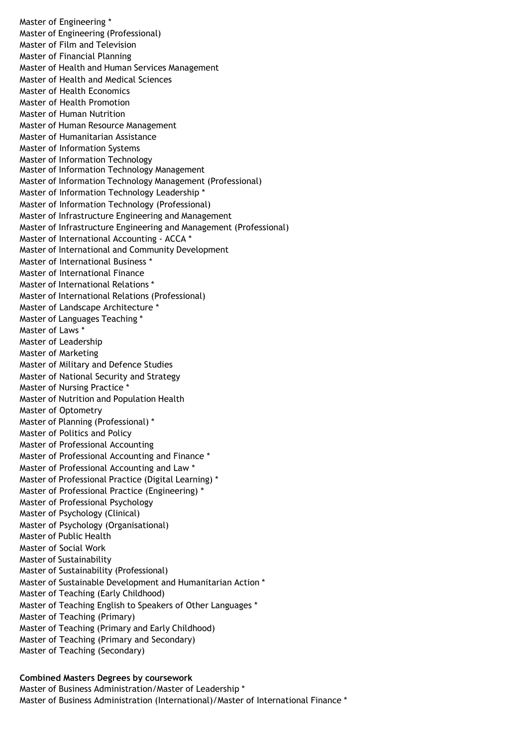Master of Engineering *
Master of Engineering (Professional)
Master of Film and Television
Master of Financial Planning
Master of Health and Human Services Management
Master of Health and Medical Sciences
Master of Health Economics
Master of Health Promotion
Master of Human Nutrition
Master of Human Resource Management
Master of Humanitarian Assistance
Master of Information Systems
Master of Information Technology
Master of Information Technology Management
Master of Information Technology Management (Professional)
Master of Information Technology Leadership *
Master of Information Technology (Professional)
Master of Infrastructure Engineering and Management
Master of Infrastructure Engineering and Management (Professional)
Master of International Accounting - ACCA *
Master of International and Community Development
Master of International Business *
Master of International Finance
Master of International Relations *
Master of International Relations (Professional)
Master of Landscape Architecture *
Master of Languages Teaching *
Master of Laws *
Master of Leadership
Master of Marketing
Master of Military and Defence Studies
Master of National Security and Strategy
Master of Nursing Practice *
Master of Nutrition and Population Health
Master of Optometry
Master of Planning (Professional) *
Master of Politics and Policy
Master of Professional Accounting
Master of Professional Accounting and Finance *
Master of Professional Accounting and Law *
Master of Professional Practice (Digital Learning) *
Master of Professional Practice (Engineering) *
Master of Professional Psychology
Master of Psychology (Clinical)
Master of Psychology (Organisational)
Master of Public Health
Master of Social Work
Master of Sustainability
Master of Sustainability (Professional)
Master of Sustainable Development and Humanitarian Action *
Master of Teaching (Early Childhood)
Master of Teaching English to Speakers of Other Languages *
Master of Teaching (Primary)
Master of Teaching (Primary and Early Childhood)
Master of Teaching (Primary and Secondary)
Master of Teaching (Secondary)

**Combined Masters Degrees by coursework**

Master of Business Administration/Master of Leadership *
Master of Business Administration (International)/Master of International Finance *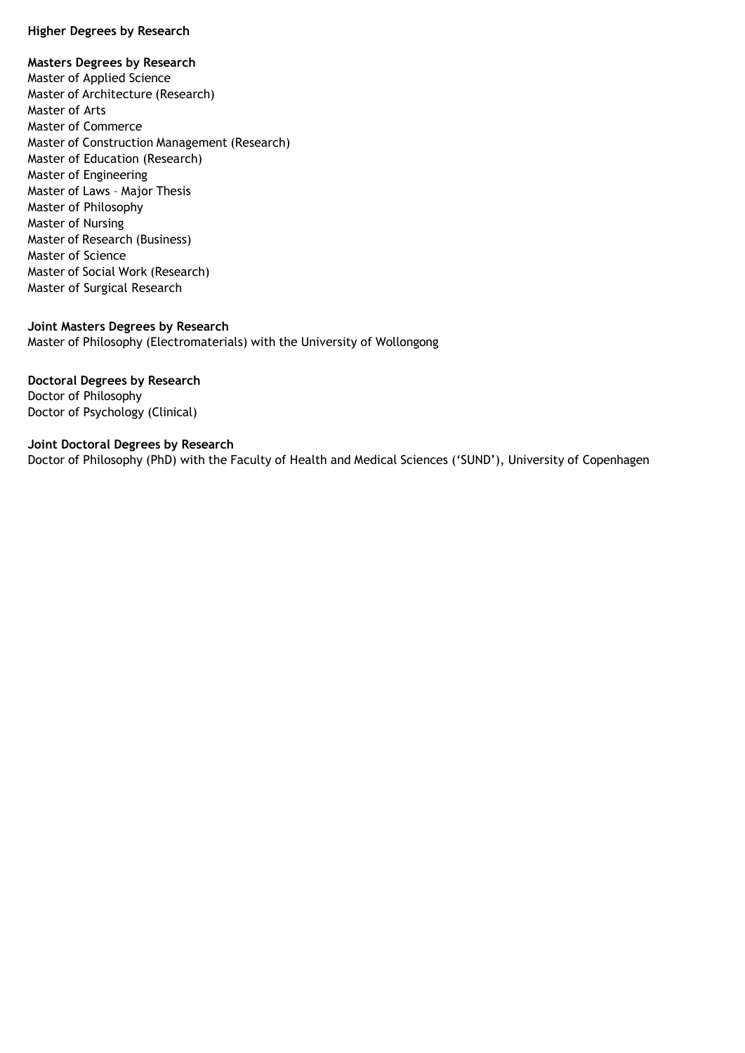**Higher Degrees by Research**

**Masters Degrees by Research**

Master of Applied Science
Master of Architecture (Research)
Master of Arts
Master of Commerce
Master of Construction Management (Research)
Master of Education (Research)
Master of Engineering
Master of Laws – Major Thesis
Master of Philosophy
Master of Nursing
Master of Research (Business)
Master of Science
Master of Social Work (Research)
Master of Surgical Research

**Joint Masters Degrees by Research**

Master of Philosophy (Electromaterials) with the University of Wollongong

**Doctoral Degrees by Research**

Doctor of Philosophy
Doctor of Psychology (Clinical)

**Joint Doctoral Degrees by Research**

Doctor of Philosophy (PhD) with the Faculty of Health and Medical Sciences ('SUND'), University of Copenhagen